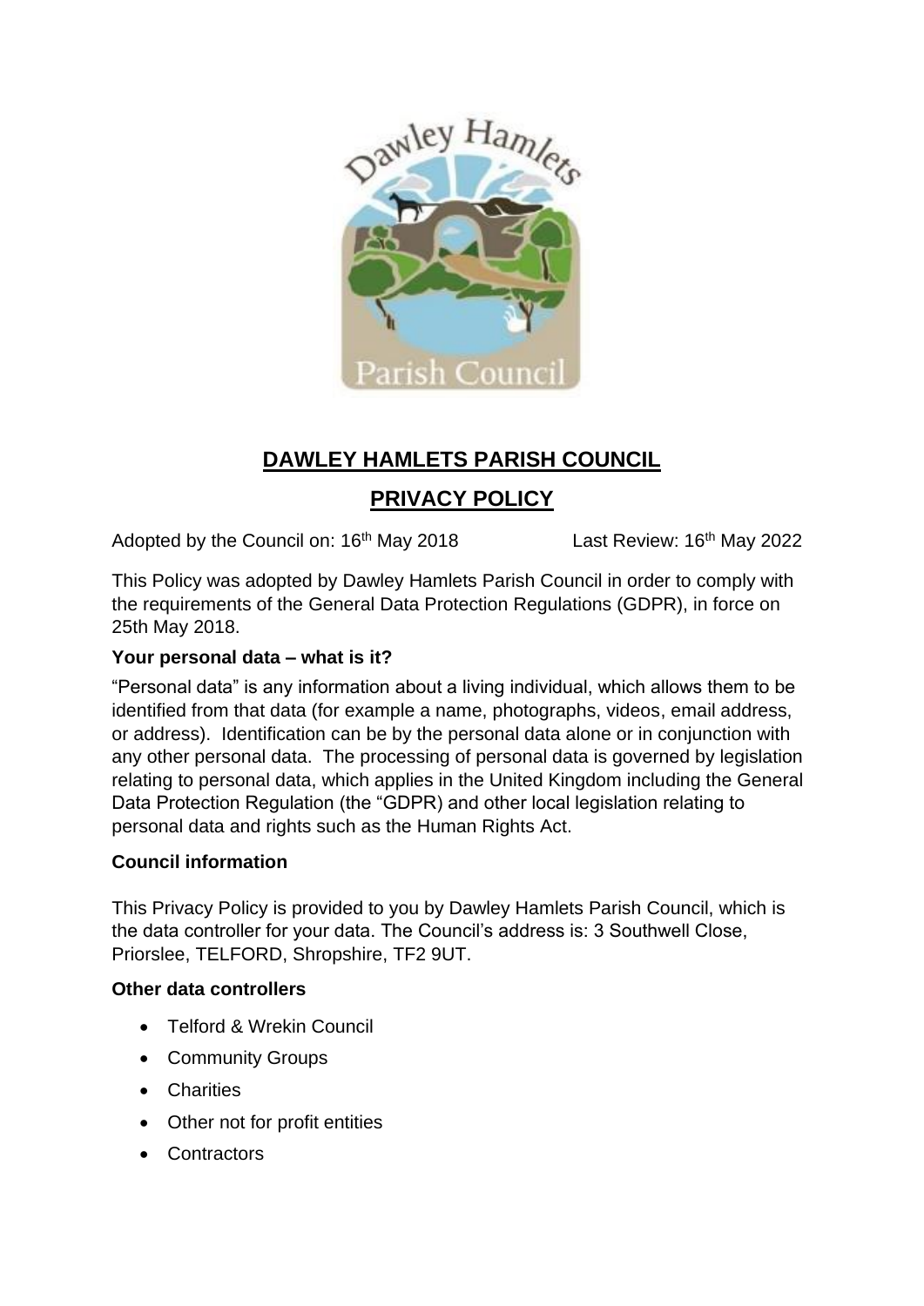# DAWLEY HAMLETS PARISH COUNCIL

## PRIVACY POLICY

Adopted by the Council on: 16th May 2018 Last Review: 16th May 2022

This Policy was adopted by Dawley Hamlets Parish Council in order to comply with the requirements of the General Data Protection Regulations (GDPR), in force on 25th May 2018.

**Your personal data – what is it?**

"Personal data" is any information about a living individual, which allows them to be identified from that data (for example a name, photographs, videos, email address, or address). Identification can be by the personal data alone or in conjunction with any other personal data. The processing of personal data is governed by legislation relating to personal data, which applies in the United Kingdom including the General Data Protection Regulation (the "GDPR) and other local legislation relating to personal data and rights such as the Human Rights Act.

**Council information**

This Privacy Policy is provided to you by Dawley Hamlets Parish Council, which is the data controller for your data. The Council's address is: 3 Southwell Close, Priorslee, TELFORD, Shropshire, TF2 9UT.

**Other data controllers**

- Telford & Wrekin Council
- Community Groups
- Charities
- Other not for profit entities
- Contractors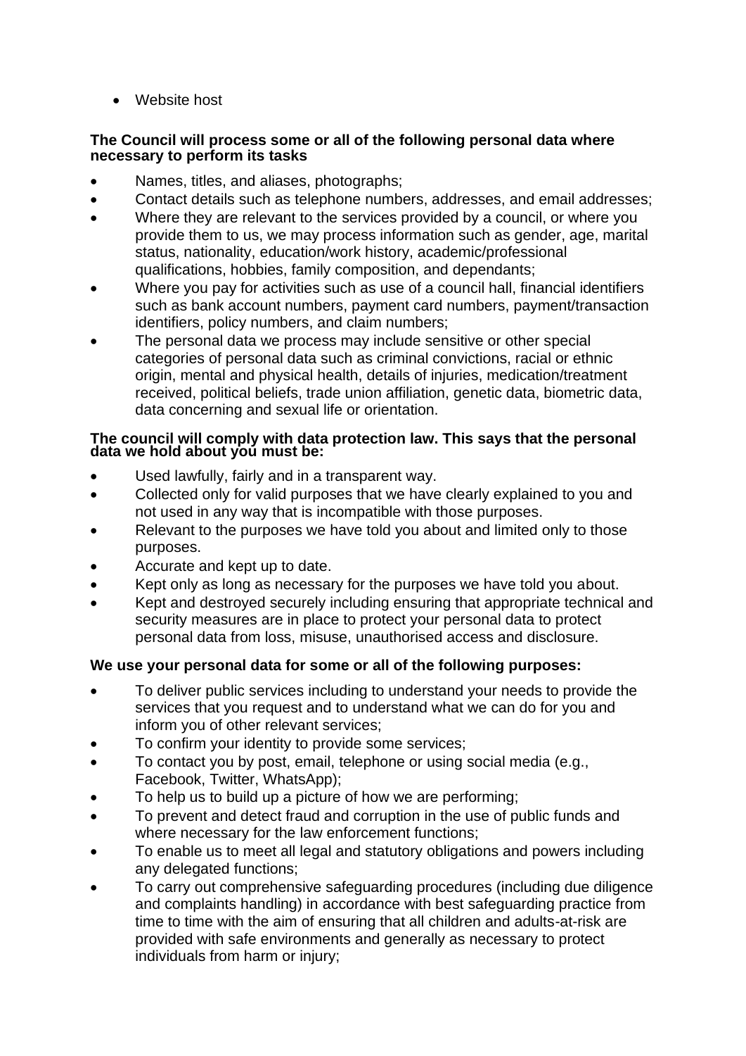- Website host

**The Council will process some or all of the following personal data where necessary to perform its tasks**

- Names, titles, and aliases, photographs;
- Contact details such as telephone numbers, addresses, and email addresses;
- Where they are relevant to the services provided by a council, or where you provide them to us, we may process information such as gender, age, marital status, nationality, education/work history, academic/professional qualifications, hobbies, family composition, and dependants;
- Where you pay for activities such as use of a council hall, financial identifiers such as bank account numbers, payment card numbers, payment/transaction identifiers, policy numbers, and claim numbers;
- The personal data we process may include sensitive or other special categories of personal data such as criminal convictions, racial or ethnic origin, mental and physical health, details of injuries, medication/treatment received, political beliefs, trade union affiliation, genetic data, biometric data, data concerning and sexual life or orientation.

**The council will comply with data protection law. This says that the personal data we hold about you must be:**

- Used lawfully, fairly and in a transparent way.
- Collected only for valid purposes that we have clearly explained to you and not used in any way that is incompatible with those purposes.
- Relevant to the purposes we have told you about and limited only to those purposes.
- Accurate and kept up to date.
- Kept only as long as necessary for the purposes we have told you about.
- Kept and destroyed securely including ensuring that appropriate technical and security measures are in place to protect your personal data to protect personal data from loss, misuse, unauthorised access and disclosure.

**We use your personal data for some or all of the following purposes:**

- To deliver public services including to understand your needs to provide the services that you request and to understand what we can do for you and inform you of other relevant services;
- To confirm your identity to provide some services;
- To contact you by post, email, telephone or using social media (e.g., Facebook, Twitter, WhatsApp);
- To help us to build up a picture of how we are performing;
- To prevent and detect fraud and corruption in the use of public funds and where necessary for the law enforcement functions;
- To enable us to meet all legal and statutory obligations and powers including any delegated functions;
- To carry out comprehensive safeguarding procedures (including due diligence and complaints handling) in accordance with best safeguarding practice from time to time with the aim of ensuring that all children and adults-at-risk are provided with safe environments and generally as necessary to protect individuals from harm or injury;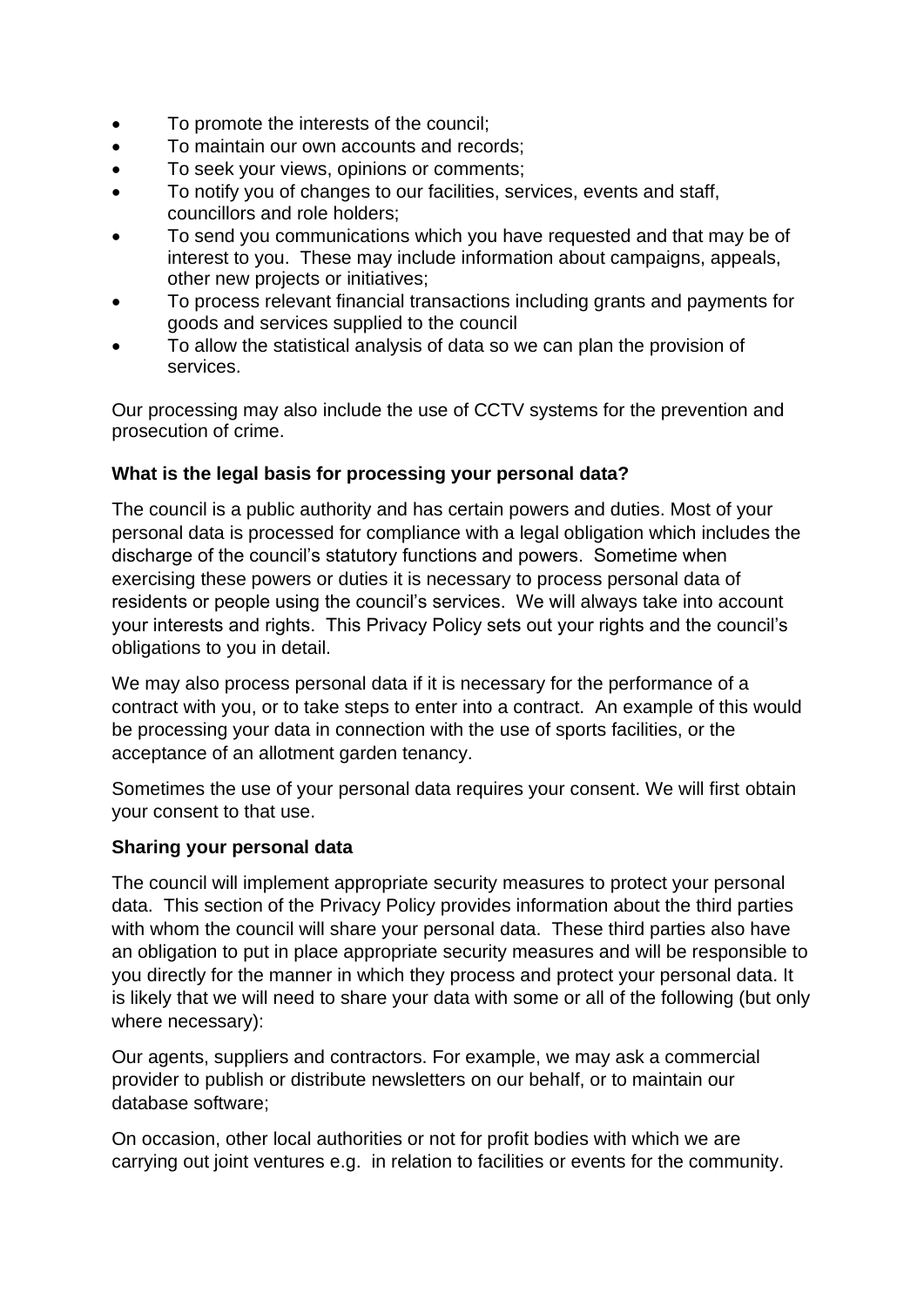- To promote the interests of the council;
- To maintain our own accounts and records;
- To seek your views, opinions or comments;
- To notify you of changes to our facilities, services, events and staff, councillors and role holders;
- To send you communications which you have requested and that may be of interest to you. These may include information about campaigns, appeals, other new projects or initiatives;
- To process relevant financial transactions including grants and payments for goods and services supplied to the council
- To allow the statistical analysis of data so we can plan the provision of services.

Our processing may also include the use of CCTV systems for the prevention and prosecution of crime.

**What is the legal basis for processing your personal data?**

The council is a public authority and has certain powers and duties. Most of your personal data is processed for compliance with a legal obligation which includes the discharge of the council's statutory functions and powers. Sometime when exercising these powers or duties it is necessary to process personal data of residents or people using the council's services. We will always take into account your interests and rights. This Privacy Policy sets out your rights and the council's obligations to you in detail.

We may also process personal data if it is necessary for the performance of a contract with you, or to take steps to enter into a contract. An example of this would be processing your data in connection with the use of sports facilities, or the acceptance of an allotment garden tenancy.

Sometimes the use of your personal data requires your consent. We will first obtain your consent to that use.

**Sharing your personal data**

The council will implement appropriate security measures to protect your personal data. This section of the Privacy Policy provides information about the third parties with whom the council will share your personal data. These third parties also have an obligation to put in place appropriate security measures and will be responsible to you directly for the manner in which they process and protect your personal data. It is likely that we will need to share your data with some or all of the following (but only where necessary):

Our agents, suppliers and contractors. For example, we may ask a commercial provider to publish or distribute newsletters on our behalf, or to maintain our database software;

On occasion, other local authorities or not for profit bodies with which we are carrying out joint ventures e.g. in relation to facilities or events for the community.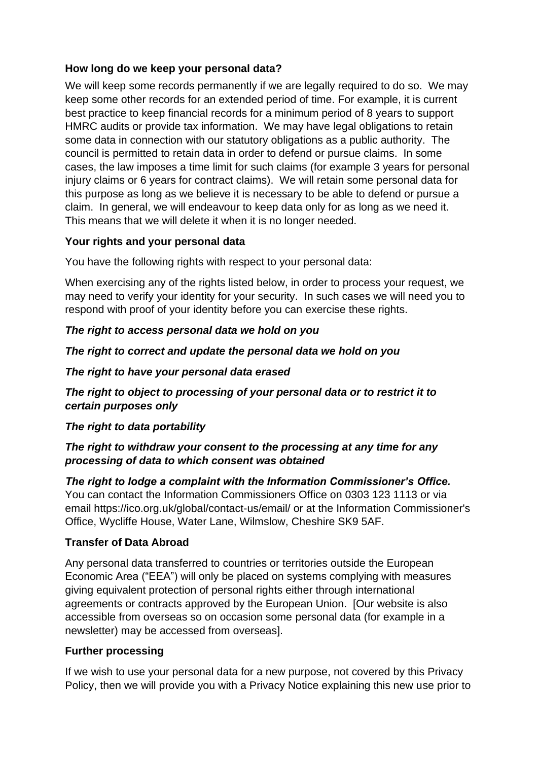**How long do we keep your personal data?**

We will keep some records permanently if we are legally required to do so. We may keep some other records for an extended period of time. For example, it is current best practice to keep financial records for a minimum period of 8 years to support HMRC audits or provide tax information. We may have legal obligations to retain some data in connection with our statutory obligations as a public authority. The council is permitted to retain data in order to defend or pursue claims. In some cases, the law imposes a time limit for such claims (for example 3 years for personal injury claims or 6 years for contract claims). We will retain some personal data for this purpose as long as we believe it is necessary to be able to defend or pursue a claim. In general, we will endeavour to keep data only for as long as we need it. This means that we will delete it when it is no longer needed.

**Your rights and your personal data**

You have the following rights with respect to your personal data:

When exercising any of the rights listed below, in order to process your request, we may need to verify your identity for your security. In such cases we will need you to respond with proof of your identity before you can exercise these rights.

***The right to access personal data we hold on you***

***The right to correct and update the personal data we hold on you***

***The right to have your personal data erased***

***The right to object to processing of your personal data or to restrict it to certain purposes only***

***The right to data portability***

***The right to withdraw your consent to the processing at any time for any processing of data to which consent was obtained***

***The right to lodge a complaint with the Information Commissioner's Office.*** You can contact the Information Commissioners Office on 0303 123 1113 or via email https://ico.org.uk/global/contact-us/email/ or at the Information Commissioner's Office, Wycliffe House, Water Lane, Wilmslow, Cheshire SK9 5AF.

**Transfer of Data Abroad**

Any personal data transferred to countries or territories outside the European Economic Area ("EEA") will only be placed on systems complying with measures giving equivalent protection of personal rights either through international agreements or contracts approved by the European Union. [Our website is also accessible from overseas so on occasion some personal data (for example in a newsletter) may be accessed from overseas].

**Further processing**

If we wish to use your personal data for a new purpose, not covered by this Privacy Policy, then we will provide you with a Privacy Notice explaining this new use prior to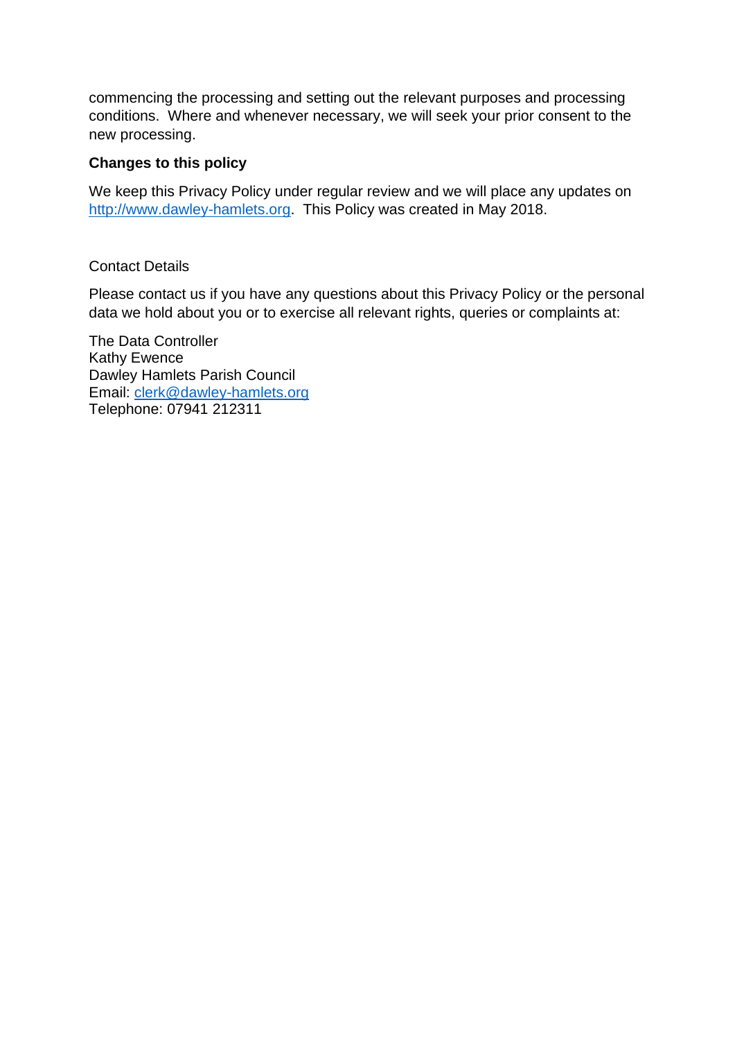commencing the processing and setting out the relevant purposes and processing conditions. Where and whenever necessary, we will seek your prior consent to the new processing.

**Changes to this policy**

We keep this Privacy Policy under regular review and we will place any updates on http://www.dawley-hamlets.org. This Policy was created in May 2018.

Contact Details

Please contact us if you have any questions about this Privacy Policy or the personal data we hold about you or to exercise all relevant rights, queries or complaints at:

The Data Controller
Kathy Ewence
Dawley Hamlets Parish Council
Email: clerk@dawley-hamlets.org
Telephone: 07941 212311